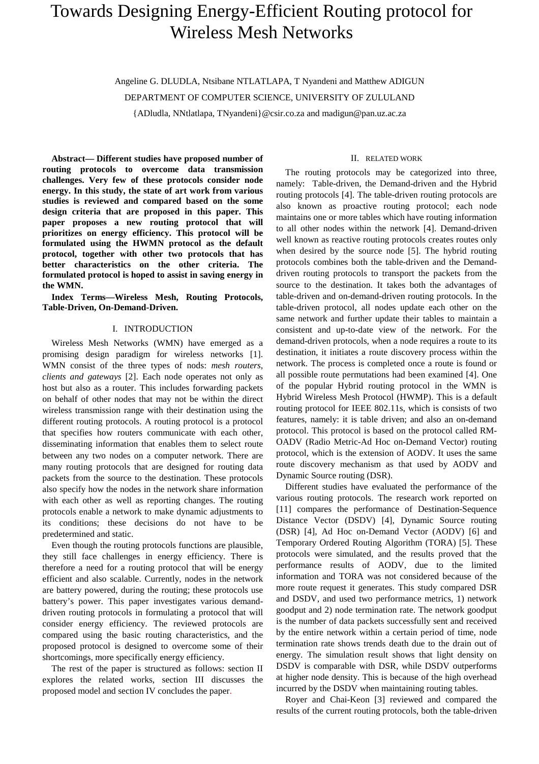# Towards Designing Energy-Efficient Routing protocol for Wireless Mesh Networks

Angeline G. DLUDLA, Ntsibane NTLATLAPA, T Nyandeni and Matthew ADIGUN

DEPARTMENT OF COMPUTER SCIENCE, UNIVERSITY OF ZULULAND

{ADludla, NNtlatlapa, TNyandeni}@csir.co.za and madigun@pan.uz.ac.za

**Abstract— Different studies have proposed number of routing protocols to overcome data transmission challenges. Very few of these protocols consider node energy. In this study, the state of art work from various studies is reviewed and compared based on the some design criteria that are proposed in this paper. This paper proposes a new routing protocol that will prioritizes on energy efficiency. This protocol will be formulated using the HWMN protocol as the default protocol, together with other two protocols that has better characteristics on the other criteria. The formulated protocol is hoped to assist in saving energy in the WMN.**

**Index Terms—Wireless Mesh, Routing Protocols, Table-Driven, On-Demand-Driven.**

## I. INTRODUCTION

Wireless Mesh Networks (WMN) have emerged as a promising design paradigm for wireless networks [1]. WMN consist of the three types of nods: *mesh routers, clients and gateways* [2]. Each node operates not only as host but also as a router. This includes forwarding packets on behalf of other nodes that may not be within the direct wireless transmission range with their destination using the different routing protocols. A routing protocol is a protocol that specifies how routers communicate with each other, disseminating information that enables them to select route between any two nodes on a computer network. There are many routing protocols that are designed for routing data packets from the source to the destination. These protocols also specify how the nodes in the network share information with each other as well as reporting changes. The routing protocols enable a network to make dynamic adjustments to its conditions; these decisions do not have to be predetermined and static.

Even though the routing protocols functions are plausible, they still face challenges in energy efficiency. There is therefore a need for a routing protocol that will be energy efficient and also scalable. Currently, nodes in the network are battery powered, during the routing; these protocols use battery's power. This paper investigates various demand-driven routing protocols in formulating a protocol that will consider energy efficiency. The reviewed protocols are compared using the basic routing characteristics, and the proposed protocol is designed to overcome some of their shortcomings, more specifically energy efficiency.

The rest of the paper is structured as follows: section II explores the related works, section III discusses the proposed model and section IV concludes the paper.

## II. RELATED WORK

The routing protocols may be categorized into three, namely: Table-driven, the Demand-driven and the Hybrid routing protocols [4]. The table-driven routing protocols are also known as proactive routing protocol; each node maintains one or more tables which have routing information to all other nodes within the network [4]. Demand-driven well known as reactive routing protocols creates routes only when desired by the source node [5]. The hybrid routing protocols combines both the table-driven and the Demand-driven routing protocols to transport the packets from the source to the destination. It takes both the advantages of table-driven and on-demand-driven routing protocols. In the table-driven protocol, all nodes update each other on the same network and further update their tables to maintain a consistent and up-to-date view of the network. For the demand-driven protocols, when a node requires a route to its destination, it initiates a route discovery process within the network. The process is completed once a route is found or all possible route permutations had been examined [4]. One of the popular Hybrid routing protocol in the WMN is Hybrid Wireless Mesh Protocol (HWMP). This is a default routing protocol for IEEE 802.11s, which is consists of two features, namely: it is table driven; and also an on-demand protocol. This protocol is based on the protocol called RM-OADV (Radio Metric-Ad Hoc on-Demand Vector) routing protocol, which is the extension of AODV. It uses the same route discovery mechanism as that used by AODV and Dynamic Source routing (DSR).

Different studies have evaluated the performance of the various routing protocols. The research work reported on [11] compares the performance of Destination-Sequence Distance Vector (DSDV) [4], Dynamic Source routing (DSR) [4], Ad Hoc on-Demand Vector (AODV) [6] and Temporary Ordered Routing Algorithm (TORA) [5]. These protocols were simulated, and the results proved that the performance results of AODV, due to the limited information and TORA was not considered because of the more route request it generates. This study compared DSR and DSDV, and used two performance metrics, 1) network goodput and 2) node termination rate. The network goodput is the number of data packets successfully sent and received by the entire network within a certain period of time, node termination rate shows trends death due to the drain out of energy. The simulation result shows that light density on DSDV is comparable with DSR, while DSDV outperforms at higher node density. This is because of the high overhead incurred by the DSDV when maintaining routing tables.

Royer and Chai-Keon [3] reviewed and compared the results of the current routing protocols, both the table-driven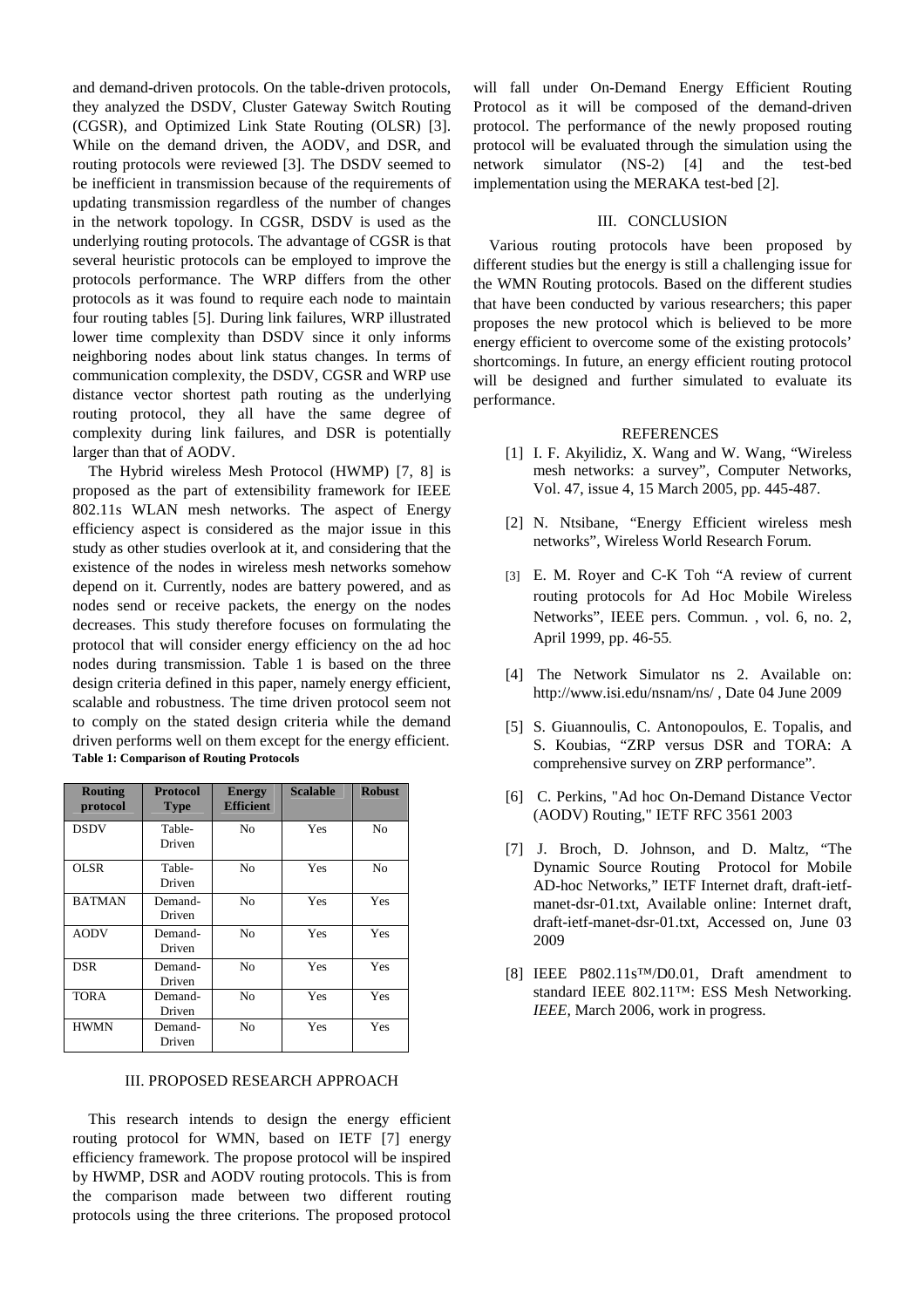and demand-driven protocols. On the table-driven protocols, they analyzed the DSDV, Cluster Gateway Switch Routing (CGSR), and Optimized Link State Routing (OLSR) [3]. While on the demand driven, the AODV, and DSR, and routing protocols were reviewed [3]. The DSDV seemed to be inefficient in transmission because of the requirements of updating transmission regardless of the number of changes in the network topology. In CGSR, DSDV is used as the underlying routing protocols. The advantage of CGSR is that several heuristic protocols can be employed to improve the protocols performance. The WRP differs from the other protocols as it was found to require each node to maintain four routing tables [5]. During link failures, WRP illustrated lower time complexity than DSDV since it only informs neighboring nodes about link status changes. In terms of communication complexity, the DSDV, CGSR and WRP use distance vector shortest path routing as the underlying routing protocol, they all have the same degree of complexity during link failures, and DSR is potentially larger than that of AODV.

The Hybrid wireless Mesh Protocol (HWMP) [7, 8] is proposed as the part of extensibility framework for IEEE 802.11s WLAN mesh networks. The aspect of Energy efficiency aspect is considered as the major issue in this study as other studies overlook at it, and considering that the existence of the nodes in wireless mesh networks somehow depend on it. Currently, nodes are battery powered, and as nodes send or receive packets, the energy on the nodes decreases. This study therefore focuses on formulating the protocol that will consider energy efficiency on the ad hoc nodes during transmission. Table 1 is based on the three design criteria defined in this paper, namely energy efficient, scalable and robustness. The time driven protocol seem not to comply on the stated design criteria while the demand driven performs well on them except for the energy efficient.

**Table 1: Comparison of Routing Protocols**

| Routing protocol | Protocol Type | Energy Efficient | Scalable | Robust |
|---|---|---|---|---|
| DSDV | Table-Driven | No | Yes | No |
| OLSR | Table-Driven | No | Yes | No |
| BATMAN | Demand-Driven | No | Yes | Yes |
| AODV | Demand-Driven | No | Yes | Yes |
| DSR | Demand-Driven | No | Yes | Yes |
| TORA | Demand-Driven | No | Yes | Yes |
| HWMN | Demand-Driven | No | Yes | Yes |

## III. PROPOSED RESEARCH APPROACH

This research intends to design the energy efficient routing protocol for WMN, based on IETF [7] energy efficiency framework. The propose protocol will be inspired by HWMP, DSR and AODV routing protocols. This is from the comparison made between two different routing protocols using the three criterions. The proposed protocol will fall under On-Demand Energy Efficient Routing Protocol as it will be composed of the demand-driven protocol. The performance of the newly proposed routing protocol will be evaluated through the simulation using the network simulator (NS-2) [4] and the test-bed implementation using the MERAKA test-bed [2].

## III. CONCLUSION

Various routing protocols have been proposed by different studies but the energy is still a challenging issue for the WMN Routing protocols. Based on the different studies that have been conducted by various researchers; this paper proposes the new protocol which is believed to be more energy efficient to overcome some of the existing protocols' shortcomings. In future, an energy efficient routing protocol will be designed and further simulated to evaluate its performance.

## REFERENCES

[1] I. F. Akyilidiz, X. Wang and W. Wang, "Wireless mesh networks: a survey", Computer Networks, Vol. 47, issue 4, 15 March 2005, pp. 445-487.

[2] N. Ntsibane, "Energy Efficient wireless mesh networks", Wireless World Research Forum.

[3] E. M. Royer and C-K Toh "A review of current routing protocols for Ad Hoc Mobile Wireless Networks", IEEE pers. Commun. , vol. 6, no. 2, April 1999, pp. 46-55.

[4] The Network Simulator ns 2. Available on: http://www.isi.edu/nsnam/ns/ , Date 04 June 2009

[5] S. Giuannoulis, C. Antonopoulos, E. Topalis, and S. Koubias, "ZRP versus DSR and TORA: A comprehensive survey on ZRP performance".

[6] C. Perkins, "Ad hoc On-Demand Distance Vector (AODV) Routing," IETF RFC 3561 2003

[7] J. Broch, D. Johnson, and D. Maltz, "The Dynamic Source Routing Protocol for Mobile AD-hoc Networks," IETF Internet draft, draft-ietf-manet-dsr-01.txt, Available online: Internet draft, draft-ietf-manet-dsr-01.txt, Accessed on, June 03 2009

[8] IEEE P802.11s™/D0.01, Draft amendment to standard IEEE 802.11™: ESS Mesh Networking. *IEEE*, March 2006, work in progress.